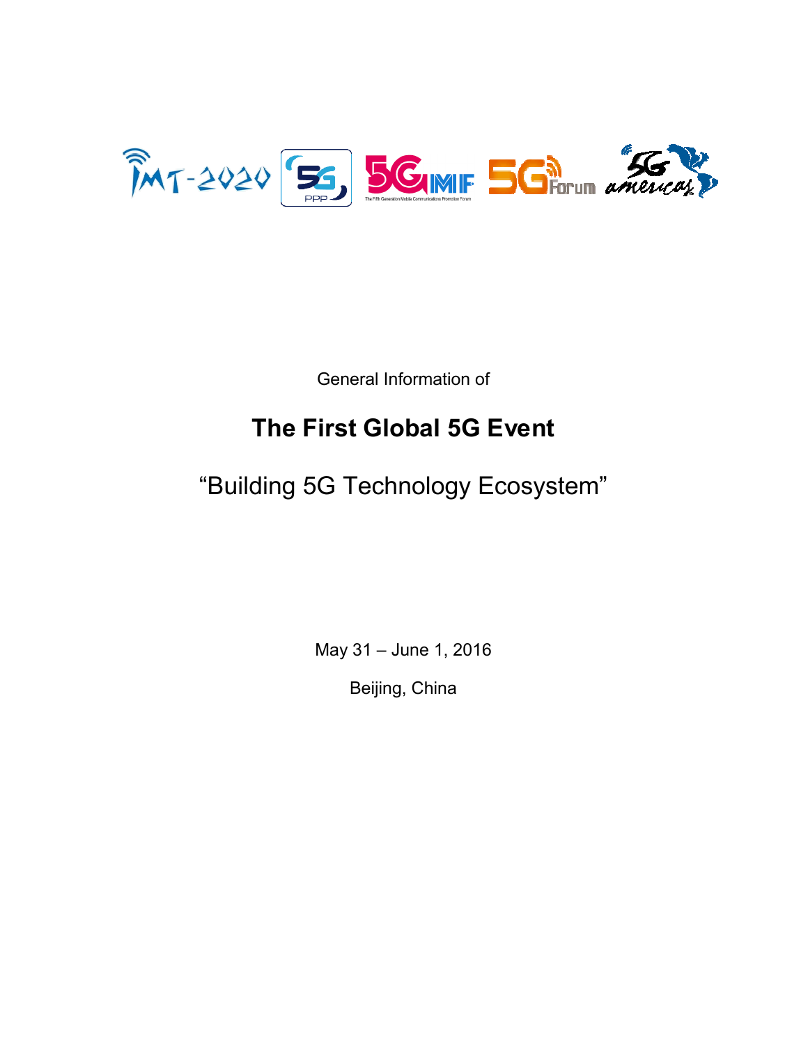General Information of

# The First Global 5G Event

## "Building 5G Technology Ecosystem"

May 31 – June 1, 2016

Beijing, China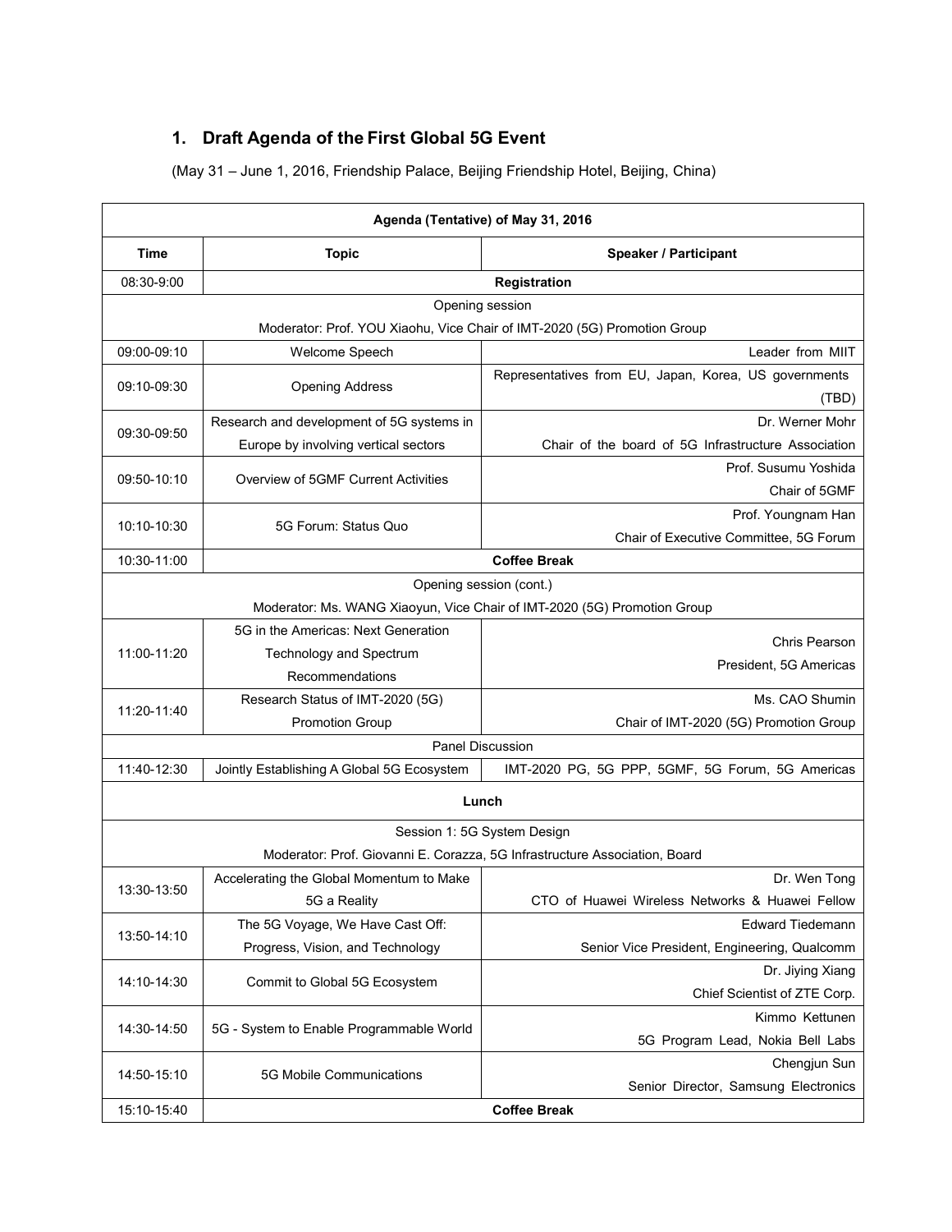## 1. Draft Agenda of the First Global 5G Event

(May 31 – June 1, 2016, Friendship Palace, Beijing Friendship Hotel, Beijing, China)

| Agenda (Tentative) of May 31, 2016 | | |
|---|---|---|
| **Time** | **Topic** | **Speaker / Participant** |
| 08:30-9:00 | **Registration** | |
| Opening session<br>Moderator: Prof. YOU Xiaohu, Vice Chair of IMT-2020 (5G) Promotion Group | | |
| 09:00-09:10 | Welcome Speech | Leader from MIIT |
| 09:10-09:30 | Opening Address | Representatives from EU, Japan, Korea, US governments (TBD) |
| 09:30-09:50 | Research and development of 5G systems in Europe by involving vertical sectors | Dr. Werner Mohr<br>Chair of the board of 5G Infrastructure Association |
| 09:50-10:10 | Overview of 5GMF Current Activities | Prof. Susumu Yoshida<br>Chair of 5GMF |
| 10:10-10:30 | 5G Forum: Status Quo | Prof. Youngnam Han<br>Chair of Executive Committee, 5G Forum |
| 10:30-11:00 | **Coffee Break** | |
| Opening session (cont.)<br>Moderator: Ms. WANG Xiaoyun, Vice Chair of IMT-2020 (5G) Promotion Group | | |
| 11:00-11:20 | 5G in the Americas: Next Generation Technology and Spectrum Recommendations | Chris Pearson<br>President, 5G Americas |
| 11:20-11:40 | Research Status of IMT-2020 (5G) Promotion Group | Ms. CAO Shumin<br>Chair of IMT-2020 (5G) Promotion Group |
| Panel Discussion | | |
| 11:40-12:30 | Jointly Establishing A Global 5G Ecosystem | IMT-2020 PG, 5G PPP, 5GMF, 5G Forum, 5G Americas |
| **Lunch** | | |
| Session 1: 5G System Design<br>Moderator: Prof. Giovanni E. Corazza, 5G Infrastructure Association, Board | | |
| 13:30-13:50 | Accelerating the Global Momentum to Make 5G a Reality | Dr. Wen Tong<br>CTO of Huawei Wireless Networks & Huawei Fellow |
| 13:50-14:10 | The 5G Voyage, We Have Cast Off: Progress, Vision, and Technology | Edward Tiedemann<br>Senior Vice President, Engineering, Qualcomm |
| 14:10-14:30 | Commit to Global 5G Ecosystem | Dr. Jiying Xiang<br>Chief Scientist of ZTE Corp. |
| 14:30-14:50 | 5G - System to Enable Programmable World | Kimmo Kettunen<br>5G Program Lead, Nokia Bell Labs |
| 14:50-15:10 | 5G Mobile Communications | Chengjun Sun<br>Senior Director, Samsung Electronics |
| 15:10-15:40 | **Coffee Break** | |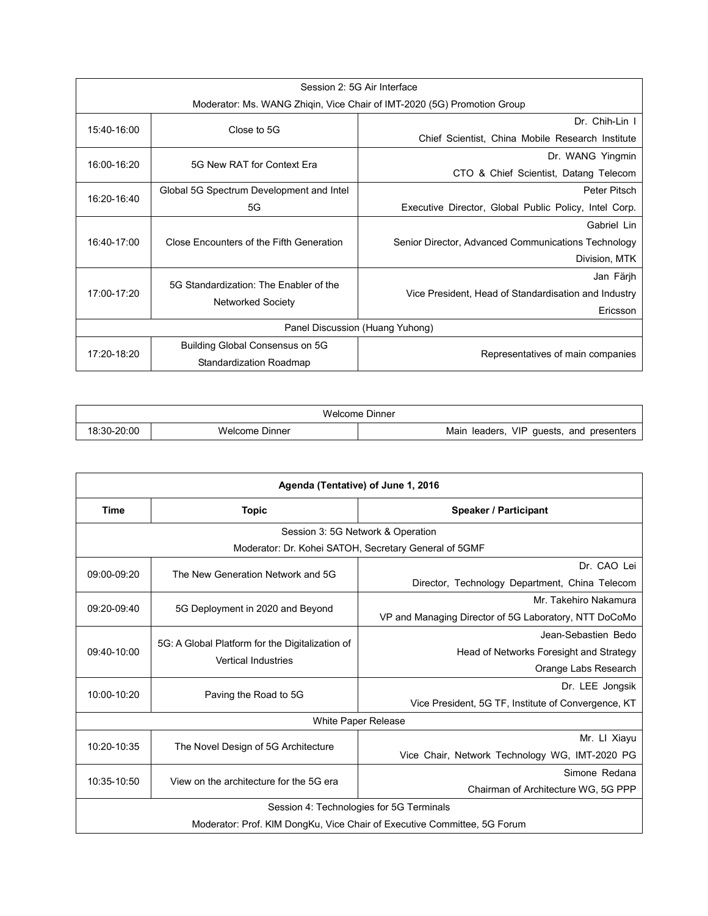| Session 2: 5G Air Interface<br>Moderator: Ms. WANG Zhiqin, Vice Chair of IMT-2020 (5G) Promotion Group | | |
|---|---|---|
| 15:40-16:00 | Close to 5G | Dr. Chih-Lin I<br>Chief Scientist, China Mobile Research Institute |
| 16:00-16:20 | 5G New RAT for Context Era | Dr. WANG Yingmin<br>CTO & Chief Scientist, Datang Telecom |
| 16:20-16:40 | Global 5G Spectrum Development and Intel 5G | Peter Pitsch<br>Executive Director, Global Public Policy, Intel Corp. |
| 16:40-17:00 | Close Encounters of the Fifth Generation | Gabriel Lin<br>Senior Director, Advanced Communications Technology Division, MTK |
| 17:00-17:20 | 5G Standardization: The Enabler of the Networked Society | Jan Färjh<br>Vice President, Head of Standardisation and Industry Ericsson |
| Panel Discussion (Huang Yuhong) | | |
| 17:20-18:20 | Building Global Consensus on 5G Standardization Roadmap | Representatives of main companies |

| Welcome Dinner | | |
|---|---|---|
| 18:30-20:00 | Welcome Dinner | Main leaders, VIP guests, and presenters |

| **Agenda (Tentative) of June 1, 2016** | | |
|---|---|---|
| **Time** | **Topic** | **Speaker / Participant** |
| Session 3: 5G Network & Operation<br>Moderator: Dr. Kohei SATOH, Secretary General of 5GMF | | |
| 09:00-09:20 | The New Generation Network and 5G | Dr. CAO Lei<br>Director, Technology Department, China Telecom |
| 09:20-09:40 | 5G Deployment in 2020 and Beyond | Mr. Takehiro Nakamura<br>VP and Managing Director of 5G Laboratory, NTT DoCoMo |
| 09:40-10:00 | 5G: A Global Platform for the Digitalization of Vertical Industries | Jean-Sebastien Bedo<br>Head of Networks Foresight and Strategy<br>Orange Labs Research |
| 10:00-10:20 | Paving the Road to 5G | Dr. LEE Jongsik<br>Vice President, 5G TF, Institute of Convergence, KT |
| White Paper Release | | |
| 10:20-10:35 | The Novel Design of 5G Architecture | Mr. LI Xiayu<br>Vice Chair, Network Technology WG, IMT-2020 PG |
| 10:35-10:50 | View on the architecture for the 5G era | Simone Redana<br>Chairman of Architecture WG, 5G PPP |
| Session 4: Technologies for 5G Terminals<br>Moderator: Prof. KIM DongKu, Vice Chair of Executive Committee, 5G Forum | | |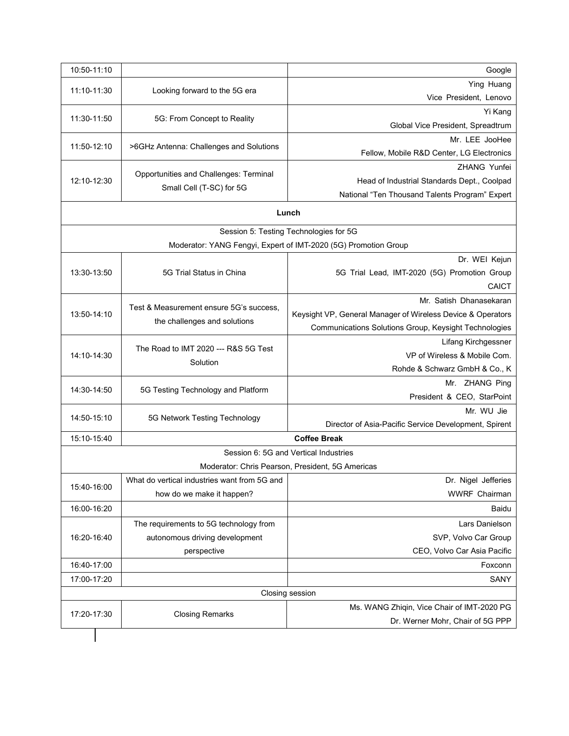| 10:50-11:10 | | Google |
|---|---|---|
| 11:10-11:30 | Looking forward to the 5G era | Ying Huang<br>Vice President, Lenovo |
| 11:30-11:50 | 5G: From Concept to Reality | Yi Kang<br>Global Vice President, Spreadtrum |
| 11:50-12:10 | >6GHz Antenna: Challenges and Solutions | Mr. LEE JooHee<br>Fellow, Mobile R&D Center, LG Electronics |
| 12:10-12:30 | Opportunities and Challenges: Terminal Small Cell (T-SC) for 5G | ZHANG Yunfei<br>Head of Industrial Standards Dept., Coolpad<br>National "Ten Thousand Talents Program" Expert |
| **Lunch** | | |
| Session 5: Testing Technologies for 5G<br>Moderator: YANG Fengyi, Expert of IMT-2020 (5G) Promotion Group | | |
| 13:30-13:50 | 5G Trial Status in China | Dr. WEI Kejun<br>5G Trial Lead, IMT-2020 (5G) Promotion Group<br>CAICT |
| 13:50-14:10 | Test & Measurement ensure 5G's success, the challenges and solutions | Mr. Satish Dhanasekaran<br>Keysight VP, General Manager of Wireless Device & Operators Communications Solutions Group, Keysight Technologies |
| 14:10-14:30 | The Road to IMT 2020 --- R&S 5G Test Solution | Lifang Kirchgessner<br>VP of Wireless & Mobile Com.<br>Rohde & Schwarz GmbH & Co., K |
| 14:30-14:50 | 5G Testing Technology and Platform | Mr. ZHANG Ping<br>President & CEO, StarPoint |
| 14:50-15:10 | 5G Network Testing Technology | Mr. WU Jie<br>Director of Asia-Pacific Service Development, Spirent |
| 15:10-15:40 | **Coffee Break** | |
| Session 6: 5G and Vertical Industries<br>Moderator: Chris Pearson, President, 5G Americas | | |
| 15:40-16:00 | What do vertical industries want from 5G and how do we make it happen? | Dr. Nigel Jefferies<br>WWRF Chairman |
| 16:00-16:20 | | Baidu |
| 16:20-16:40 | The requirements to 5G technology from autonomous driving development perspective | Lars Danielson<br>SVP, Volvo Car Group<br>CEO, Volvo Car Asia Pacific |
| 16:40-17:00 | | Foxconn |
| 17:00-17:20 | | SANY |
| Closing session | | |
| 17:20-17:30 | Closing Remarks | Ms. WANG Zhiqin, Vice Chair of IMT-2020 PG<br>Dr. Werner Mohr, Chair of 5G PPP |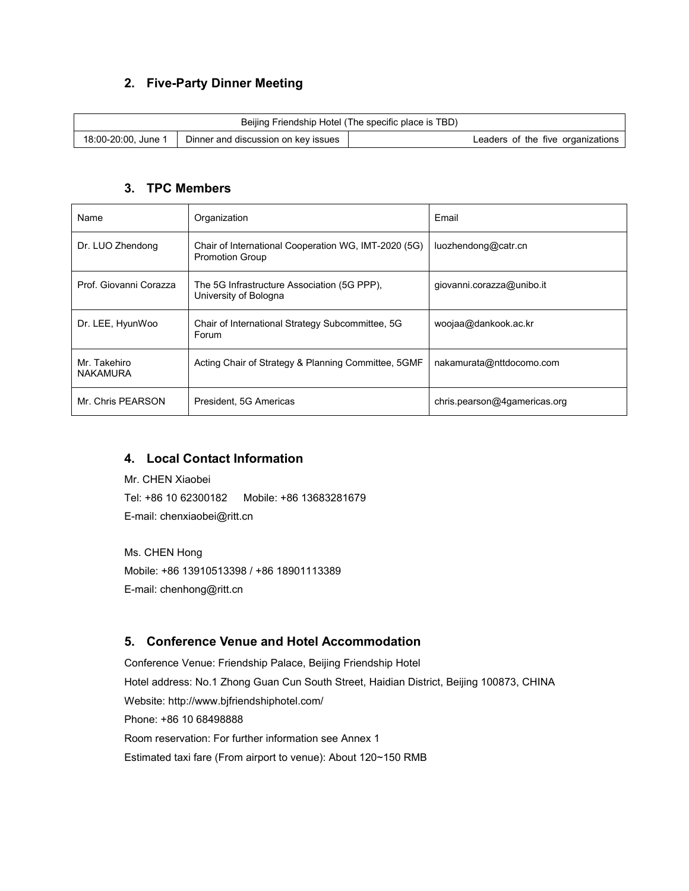## 2. Five-Party Dinner Meeting

| Beijing Friendship Hotel (The specific place is TBD) | | |
|---|---|---|
| 18:00-20:00, June 1 | Dinner and discussion on key issues | Leaders of the five organizations |

## 3. TPC Members

| Name | Organization | Email |
|---|---|---|
| Dr. LUO Zhendong | Chair of International Cooperation WG, IMT-2020 (5G) Promotion Group | luozhendong@catr.cn |
| Prof. Giovanni Corazza | The 5G Infrastructure Association (5G PPP), University of Bologna | giovanni.corazza@unibo.it |
| Dr. LEE, HyunWoo | Chair of International Strategy Subcommittee, 5G Forum | woojaa@dankook.ac.kr |
| Mr. Takehiro NAKAMURA | Acting Chair of Strategy & Planning Committee, 5GMF | nakamurata@nttdocomo.com |
| Mr. Chris PEARSON | President, 5G Americas | chris.pearson@4gamericas.org |

## 4. Local Contact Information

Mr. CHEN Xiaobei

Tel: +86 10 62300182 Mobile: +86 13683281679

E-mail: chenxiaobei@ritt.cn

Ms. CHEN Hong

Mobile: +86 13910513398 / +86 18901113389

E-mail: chenhong@ritt.cn

## 5. Conference Venue and Hotel Accommodation

Conference Venue: Friendship Palace, Beijing Friendship Hotel

Hotel address: No.1 Zhong Guan Cun South Street, Haidian District, Beijing 100873, CHINA

Website: http://www.bjfriendshiphotel.com/

Phone: +86 10 68498888

Room reservation: For further information see Annex 1

Estimated taxi fare (From airport to venue): About 120~150 RMB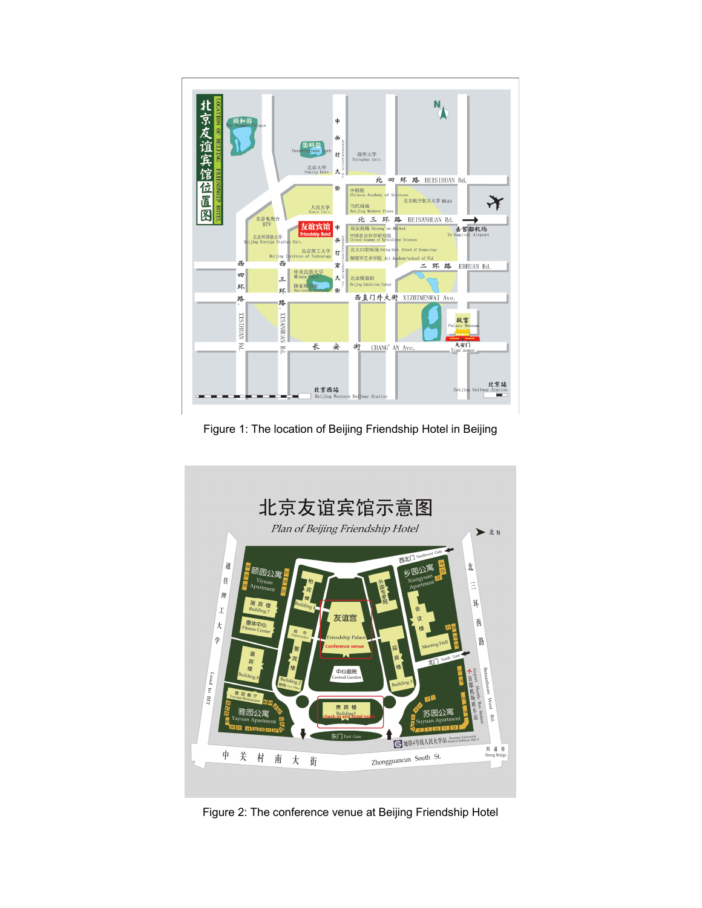Figure 1: The location of Beijing Friendship Hotel in Beijing

Figure 2: The conference venue at Beijing Friendship Hotel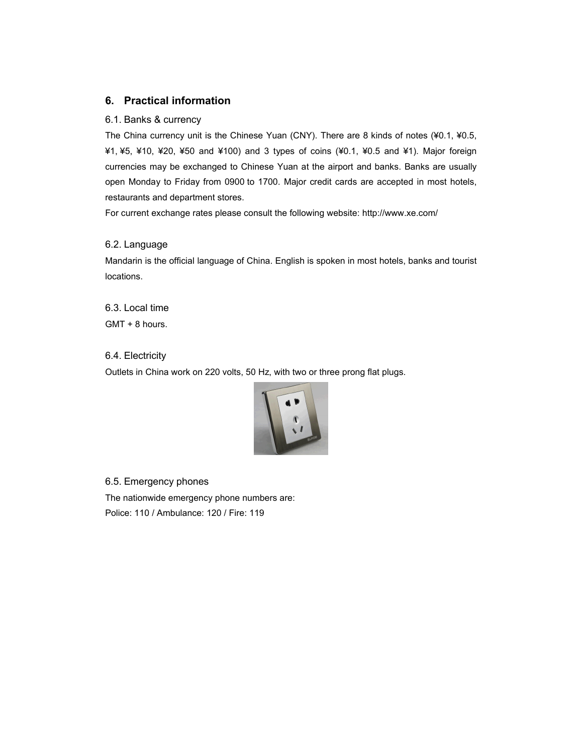## 6. Practical information

### 6.1. Banks & currency

The China currency unit is the Chinese Yuan (CNY). There are 8 kinds of notes (¥0.1, ¥0.5, ¥1, ¥5, ¥10, ¥20, ¥50 and ¥100) and 3 types of coins (¥0.1, ¥0.5 and ¥1). Major foreign currencies may be exchanged to Chinese Yuan at the airport and banks. Banks are usually open Monday to Friday from 0900 to 1700. Major credit cards are accepted in most hotels, restaurants and department stores.

For current exchange rates please consult the following website: http://www.xe.com/

### 6.2. Language

Mandarin is the official language of China. English is spoken in most hotels, banks and tourist locations.

### 6.3. Local time

GMT + 8 hours.

### 6.4. Electricity

Outlets in China work on 220 volts, 50 Hz, with two or three prong flat plugs.

### 6.5. Emergency phones

The nationwide emergency phone numbers are:

Police: 110 / Ambulance: 120 / Fire: 119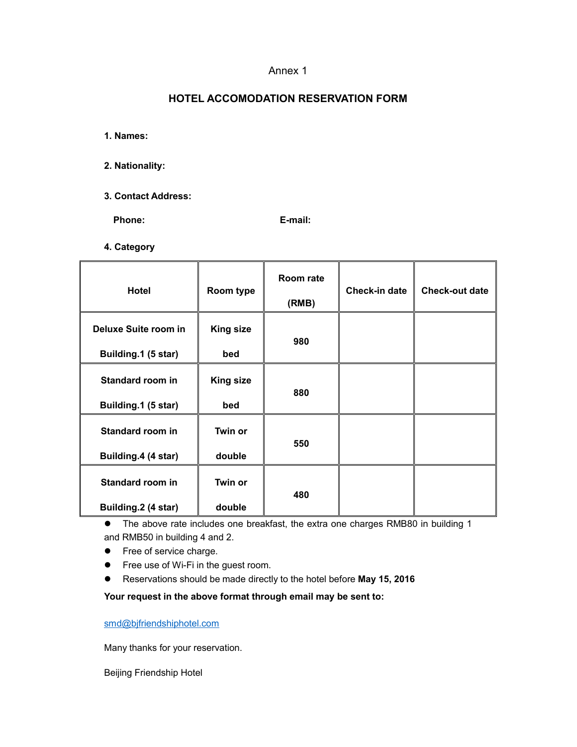Annex 1

# HOTEL ACCOMODATION RESERVATION FORM

**1. Names:**

**2. Nationality:**

**3. Contact Address:**

**Phone:** **E-mail:**

**4. Category**

| Hotel | Room type | Room rate (RMB) | Check-in date | Check-out date |
|---|---|---|---|---|
| **Deluxe Suite room in Building.1 (5 star)** | **King size bed** | **980** | | |
| **Standard room in Building.1 (5 star)** | **King size bed** | **880** | | |
| **Standard room in Building.4 (4 star)** | **Twin or double** | **550** | | |
| **Standard room in Building.2 (4 star)** | **Twin or double** | **480** | | |

- The above rate includes one breakfast, the extra one charges RMB80 in building 1 and RMB50 in building 4 and 2.
- Free of service charge.
- Free use of Wi-Fi in the guest room.
- Reservations should be made directly to the hotel before **May 15, 2016**

**Your request in the above format through email may be sent to:**

smd@bjfriendshiphotel.com

Many thanks for your reservation.

Beijing Friendship Hotel